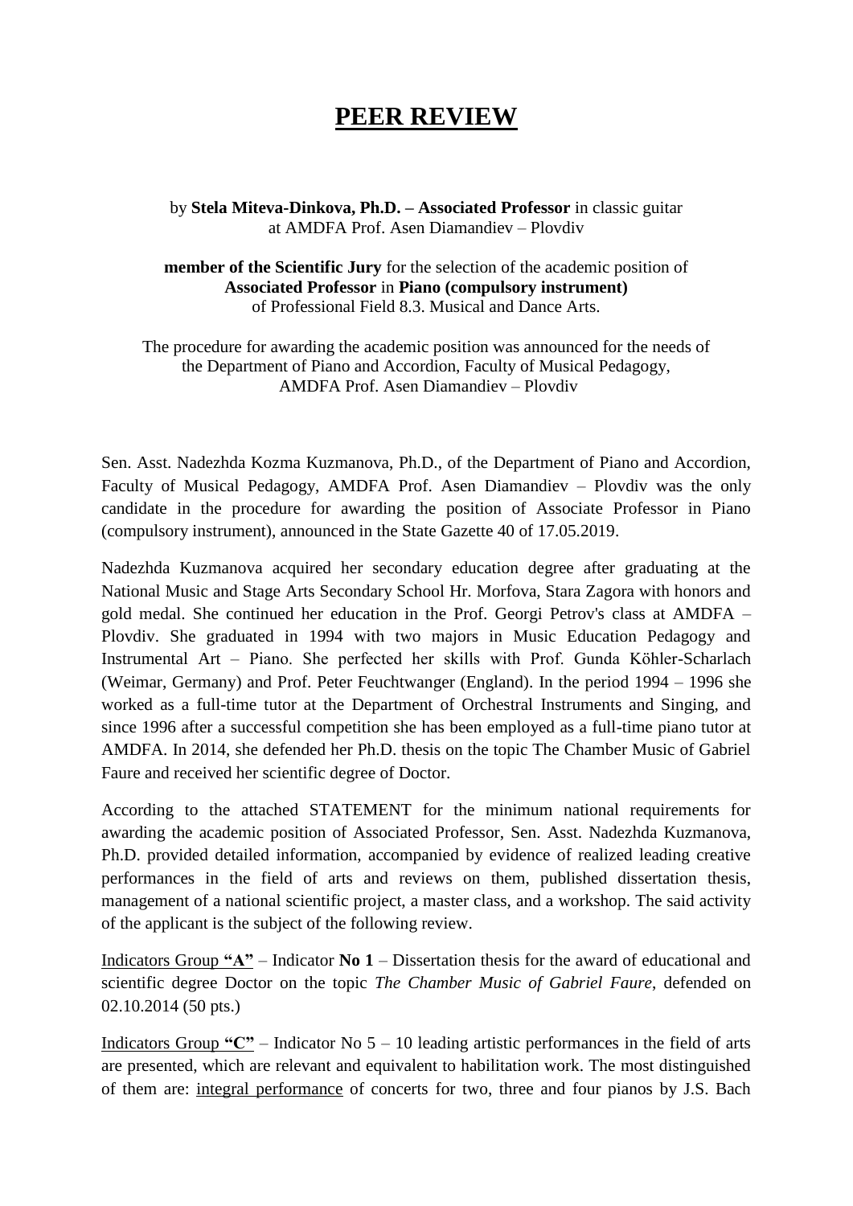# PEER REVIEW

by **Stela Miteva-Dinkova, Ph.D. – Associated Professor** in classic guitar at AMDFA Prof. Asen Diamandiev – Plovdiv

**member of the Scientific Jury** for the selection of the academic position of **Associated Professor** in **Piano (compulsory instrument)** of Professional Field 8.3. Musical and Dance Arts.

The procedure for awarding the academic position was announced for the needs of the Department of Piano and Accordion, Faculty of Musical Pedagogy, AMDFA Prof. Asen Diamandiev – Plovdiv

Sen. Asst. Nadezhda Kozma Kuzmanova, Ph.D., of the Department of Piano and Accordion, Faculty of Musical Pedagogy, AMDFA Prof. Asen Diamandiev – Plovdiv was the only candidate in the procedure for awarding the position of Associate Professor in Piano (compulsory instrument), announced in the State Gazette 40 of 17.05.2019.

Nadezhda Kuzmanova acquired her secondary education degree after graduating at the National Music and Stage Arts Secondary School Hr. Morfova, Stara Zagora with honors and gold medal. She continued her education in the Prof. Georgi Petrov's class at AMDFA – Plovdiv. She graduated in 1994 with two majors in Music Education Pedagogy and Instrumental Art – Piano. She perfected her skills with Prof. Gunda Köhler-Scharlach (Weimar, Germany) and Prof. Peter Feuchtwanger (England). In the period 1994 – 1996 she worked as a full-time tutor at the Department of Orchestral Instruments and Singing, and since 1996 after a successful competition she has been employed as a full-time piano tutor at AMDFA. In 2014, she defended her Ph.D. thesis on the topic The Chamber Music of Gabriel Faure and received her scientific degree of Doctor.

According to the attached STATEMENT for the minimum national requirements for awarding the academic position of Associated Professor, Sen. Asst. Nadezhda Kuzmanova, Ph.D. provided detailed information, accompanied by evidence of realized leading creative performances in the field of arts and reviews on them, published dissertation thesis, management of a national scientific project, a master class, and a workshop. The said activity of the applicant is the subject of the following review.

Indicators Group **"A"** – Indicator **No 1** – Dissertation thesis for the award of educational and scientific degree Doctor on the topic *The Chamber Music of Gabriel Faure*, defended on 02.10.2014 (50 pts.)

Indicators Group **"C"** – Indicator No 5 – 10 leading artistic performances in the field of arts are presented, which are relevant and equivalent to habilitation work. The most distinguished of them are: integral performance of concerts for two, three and four pianos by J.S. Bach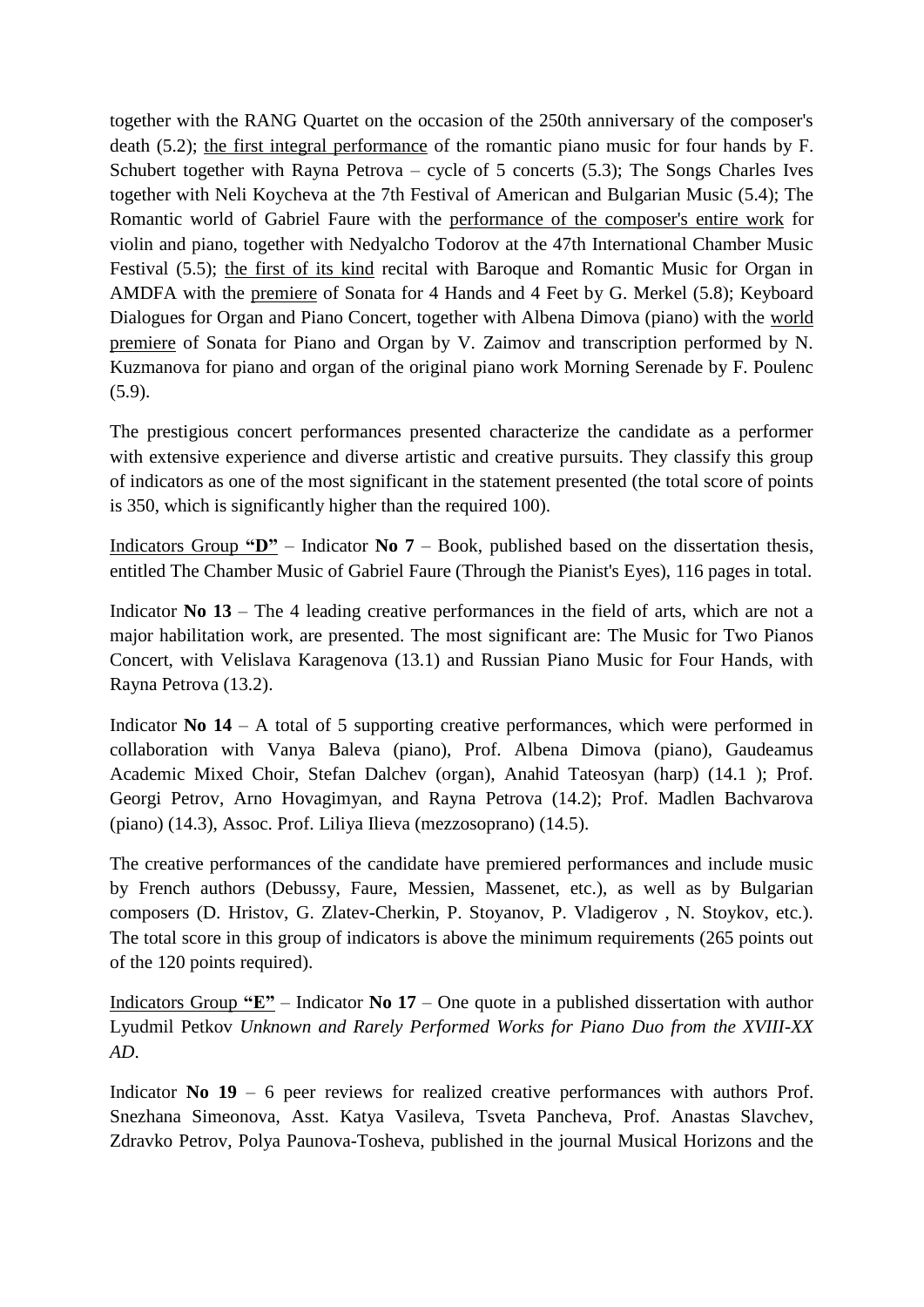together with the RANG Quartet on the occasion of the 250th anniversary of the composer's death (5.2); <u>the first integral performance</u> of the romantic piano music for four hands by F. Schubert together with Rayna Petrova – cycle of 5 concerts (5.3); The Songs Charles Ives together with Neli Koycheva at the 7th Festival of American and Bulgarian Music (5.4); The Romantic world of Gabriel Faure with the <u>performance of the composer's entire work</u> for violin and piano, together with Nedyalcho Todorov at the 47th International Chamber Music Festival (5.5); <u>the first of its kind</u> recital with Baroque and Romantic Music for Organ in AMDFA with the <u>premiere</u> of Sonata for 4 Hands and 4 Feet by G. Merkel (5.8); Keyboard Dialogues for Organ and Piano Concert, together with Albena Dimova (piano) with the <u>world premiere</u> of Sonata for Piano and Organ by V. Zaimov and transcription performed by N. Kuzmanova for piano and organ of the original piano work Morning Serenade by F. Poulenc (5.9).

The prestigious concert performances presented characterize the candidate as a performer with extensive experience and diverse artistic and creative pursuits. They classify this group of indicators as one of the most significant in the statement presented (the total score of points is 350, which is significantly higher than the required 100).

<u>Indicators Group **"D"**</u> – Indicator **No 7** – Book, published based on the dissertation thesis, entitled The Chamber Music of Gabriel Faure (Through the Pianist's Eyes), 116 pages in total.

Indicator **No 13** – The 4 leading creative performances in the field of arts, which are not a major habilitation work, are presented. The most significant are: The Music for Two Pianos Concert, with Velislava Karagenova (13.1) and Russian Piano Music for Four Hands, with Rayna Petrova (13.2).

Indicator **No 14** – A total of 5 supporting creative performances, which were performed in collaboration with Vanya Baleva (piano), Prof. Albena Dimova (piano), Gaudeamus Academic Mixed Choir, Stefan Dalchev (organ), Anahid Tateosyan (harp) (14.1 ); Prof. Georgi Petrov, Arno Hovagimyan, and Rayna Petrova (14.2); Prof. Madlen Bachvarova (piano) (14.3), Assoc. Prof. Liliya Ilieva (mezzosoprano) (14.5).

The creative performances of the candidate have premiered performances and include music by French authors (Debussy, Faure, Messien, Massenet, etc.), as well as by Bulgarian composers (D. Hristov, G. Zlatev-Cherkin, P. Stoyanov, P. Vladigerov , N. Stoykov, etc.). The total score in this group of indicators is above the minimum requirements (265 points out of the 120 points required).

<u>Indicators Group **"E"**</u> – Indicator **No 17** – One quote in a published dissertation with author Lyudmil Petkov *Unknown and Rarely Performed Works for Piano Duo from the XVIII-XX AD*.

Indicator **No 19** – 6 peer reviews for realized creative performances with authors Prof. Snezhana Simeonova, Asst. Katya Vasileva, Tsveta Pancheva, Prof. Anastas Slavchev, Zdravko Petrov, Polya Paunova-Tosheva, published in the journal Musical Horizons and the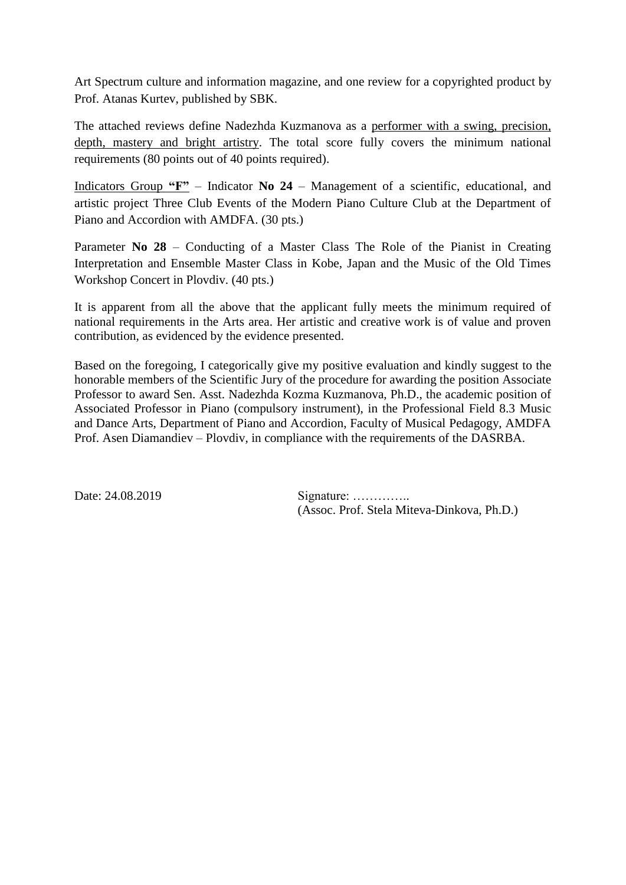Art Spectrum culture and information magazine, and one review for a copyrighted product by Prof. Atanas Kurtev, published by SBK.

The attached reviews define Nadezhda Kuzmanova as a <u>performer with a swing, precision, depth, mastery and bright artistry</u>. The total score fully covers the minimum national requirements (80 points out of 40 points required).

<u>Indicators Group **“F”**</u> – Indicator **No 24** – Management of a scientific, educational, and artistic project Three Club Events of the Modern Piano Culture Club at the Department of Piano and Accordion with AMDFA. (30 pts.)

Parameter **No 28** – Conducting of a Master Class The Role of the Pianist in Creating Interpretation and Ensemble Master Class in Kobe, Japan and the Music of the Old Times Workshop Concert in Plovdiv. (40 pts.)

It is apparent from all the above that the applicant fully meets the minimum required of national requirements in the Arts area. Her artistic and creative work is of value and proven contribution, as evidenced by the evidence presented.

Based on the foregoing, I categorically give my positive evaluation and kindly suggest to the honorable members of the Scientific Jury of the procedure for awarding the position Associate Professor to award Sen. Asst. Nadezhda Kozma Kuzmanova, Ph.D., the academic position of Associated Professor in Piano (compulsory instrument), in the Professional Field 8.3 Music and Dance Arts, Department of Piano and Accordion, Faculty of Musical Pedagogy, AMDFA Prof. Asen Diamandiev – Plovdiv, in compliance with the requirements of the DASRBA.

Date: 24.08.2019

Signature: …………..
(Assoc. Prof. Stela Miteva-Dinkova, Ph.D.)